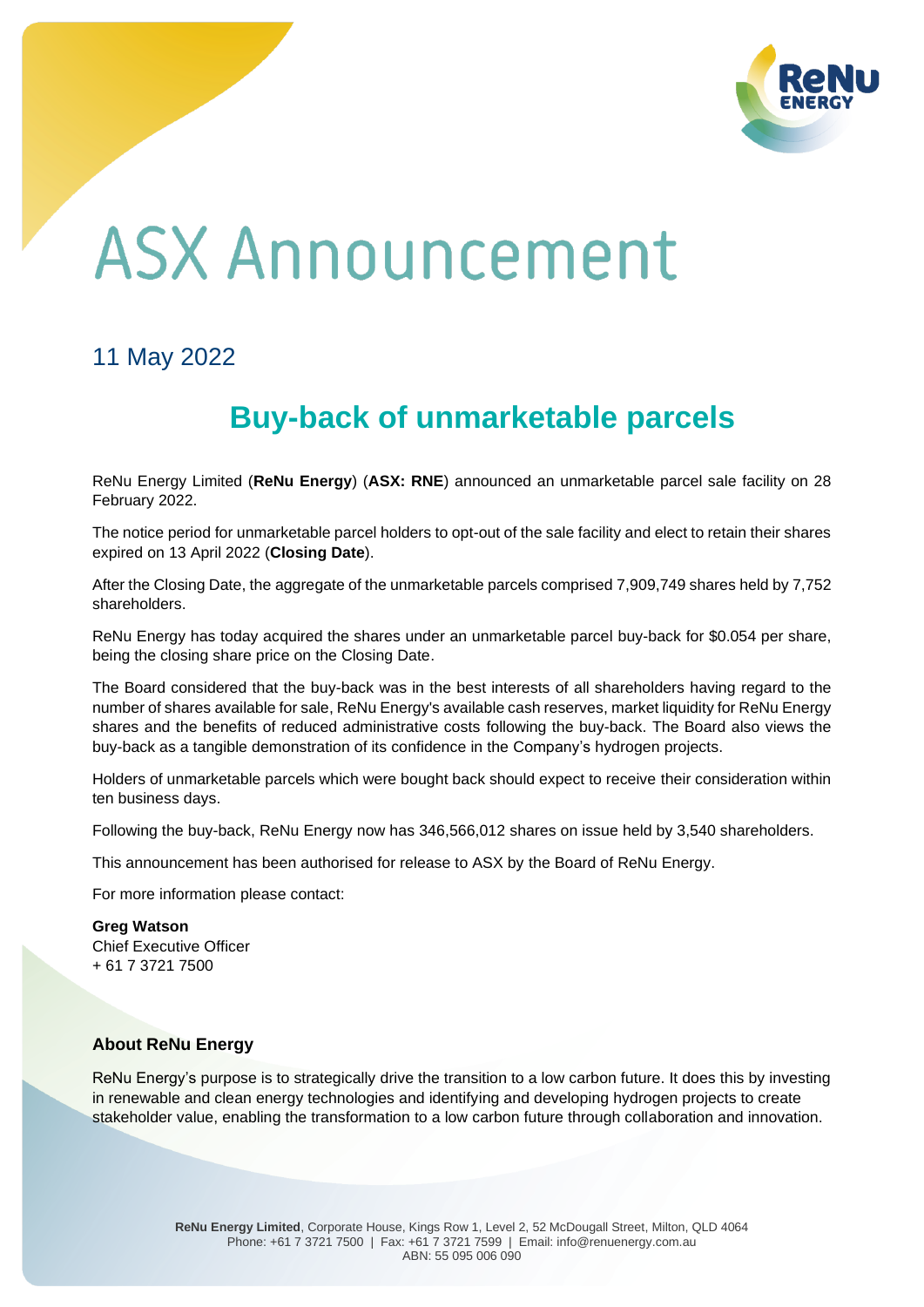# ASX Announcement

11 May 2022

## Buy-back of unmarketable parcels

ReNu Energy Limited (**ReNu Energy**) (**ASX: RNE**) announced an unmarketable parcel sale facility on 28 February 2022.

The notice period for unmarketable parcel holders to opt-out of the sale facility and elect to retain their shares expired on 13 April 2022 (**Closing Date**).

After the Closing Date, the aggregate of the unmarketable parcels comprised 7,909,749 shares held by 7,752 shareholders.

ReNu Energy has today acquired the shares under an unmarketable parcel buy-back for $0.054 per share, being the closing share price on the Closing Date.

The Board considered that the buy-back was in the best interests of all shareholders having regard to the number of shares available for sale, ReNu Energy's available cash reserves, market liquidity for ReNu Energy shares and the benefits of reduced administrative costs following the buy-back. The Board also views the buy-back as a tangible demonstration of its confidence in the Company's hydrogen projects.

Holders of unmarketable parcels which were bought back should expect to receive their consideration within ten business days.

Following the buy-back, ReNu Energy now has 346,566,012 shares on issue held by 3,540 shareholders.

This announcement has been authorised for release to ASX by the Board of ReNu Energy.

For more information please contact:

**Greg Watson**
Chief Executive Officer
+ 61 7 3721 7500

### About ReNu Energy

ReNu Energy's purpose is to strategically drive the transition to a low carbon future. It does this by investing in renewable and clean energy technologies and identifying and developing hydrogen projects to create stakeholder value, enabling the transformation to a low carbon future through collaboration and innovation.

**ReNu Energy Limited**, Corporate House, Kings Row 1, Level 2, 52 McDougall Street, Milton, QLD 4064
Phone: +61 7 3721 7500 | Fax: +61 7 3721 7599 | Email: info@renuenergy.com.au
ABN: 55 095 006 090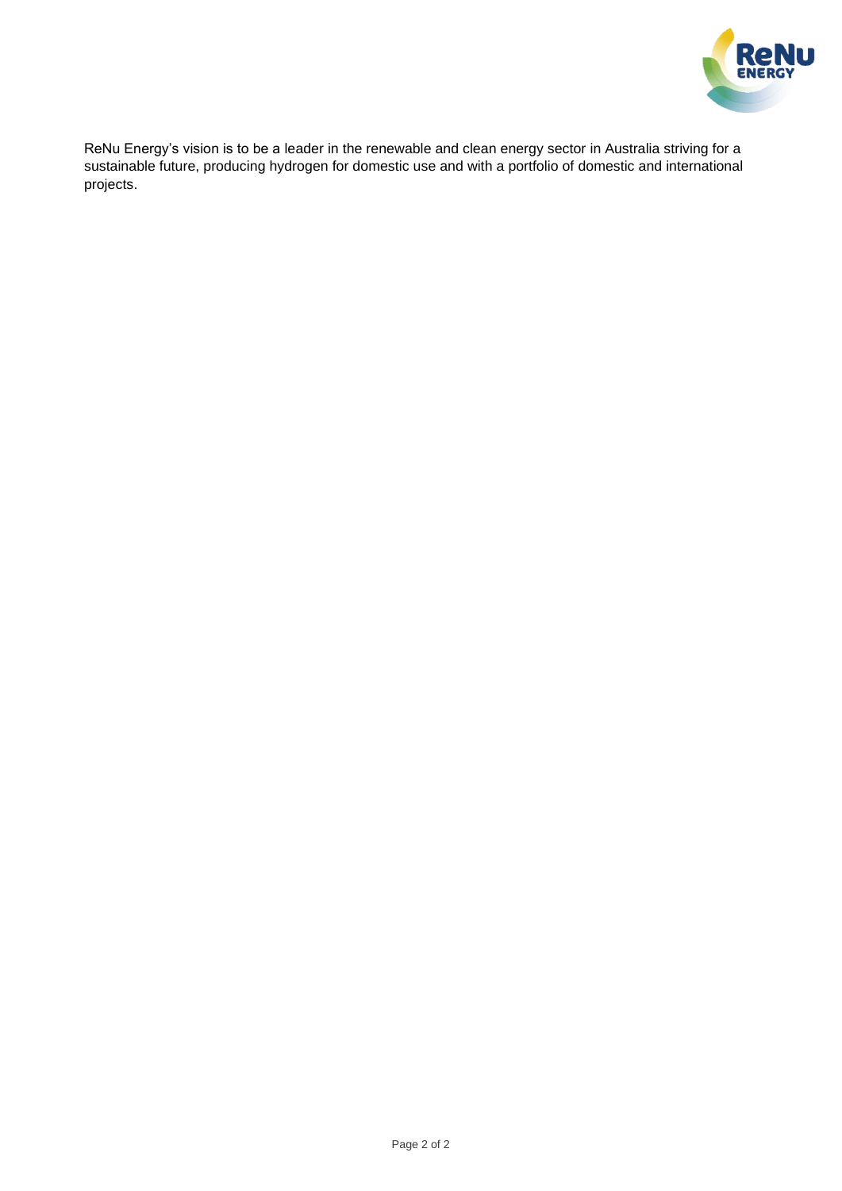ReNu Energy's vision is to be a leader in the renewable and clean energy sector in Australia striving for a sustainable future, producing hydrogen for domestic use and with a portfolio of domestic and international projects.